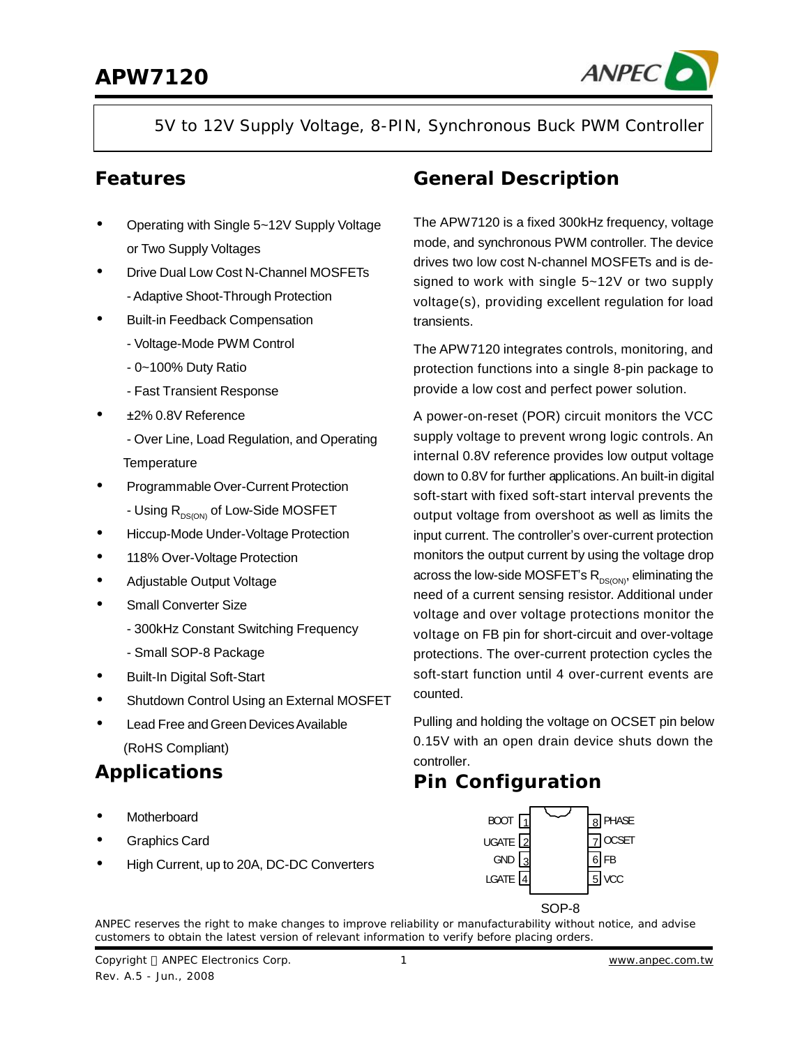# APW7120

5V to 12V Supply Voltage, 8-PIN, Synchronous Buck PWM Controller

## Features

- Operating with Single 5~12V Supply Voltage or Two Supply Voltages
- Drive Dual Low Cost N-Channel MOSFETs
  - Adaptive Shoot-Through Protection
- Built-in Feedback Compensation
  - Voltage-Mode PWM Control
  - 0~100% Duty Ratio
  - Fast Transient Response
- ±2% 0.8V Reference
  - Over Line, Load Regulation, and Operating Temperature
- Programmable Over-Current Protection
  - Using $R_{DS(ON)}$ of Low-Side MOSFET
- Hiccup-Mode Under-Voltage Protection
- 118% Over-Voltage Protection
- Adjustable Output Voltage
- Small Converter Size
  - 300kHz Constant Switching Frequency
  - Small SOP-8 Package
- Built-In Digital Soft-Start
- Shutdown Control Using an External MOSFET
- Lead Free and Green Devices Available (RoHS Compliant)

## Applications

- Motherboard
- Graphics Card
- High Current, up to 20A, DC-DC Converters

## General Description

The APW7120 is a fixed 300kHz frequency, voltage mode, and synchronous PWM controller. The device drives two low cost N-channel MOSFETs and is designed to work with single 5~12V or two supply voltage(s), providing excellent regulation for load transients.

The APW7120 integrates controls, monitoring, and protection functions into a single 8-pin package to provide a low cost and perfect power solution.

A power-on-reset (POR) circuit monitors the VCC supply voltage to prevent wrong logic controls. An internal 0.8V reference provides low output voltage down to 0.8V for further applications. An built-in digital soft-start with fixed soft-start interval prevents the output voltage from overshoot as well as limits the input current. The controller's over-current protection monitors the output current by using the voltage drop across the low-side MOSFET's $R_{DS(ON)}$, eliminating the need of a current sensing resistor. Additional under voltage and over voltage protections monitor the voltage on FB pin for short-circuit and over-voltage protections. The over-current protection cycles the soft-start function until 4 over-current events are counted.

Pulling and holding the voltage on OCSET pin below 0.15V with an open drain device shuts down the controller.

## Pin Configuration

| Pin | Name | Pin | Name |
|---|---|---|---|
| 1 | BOOT | 8 | PHASE |
| 2 | UGATE | 7 | OCSET |
| 3 | GND | 6 | FB |
| 4 | LGATE | 5 | VCC |

SOP-8

ANPEC reserves the right to make changes to improve reliability or manufacturability without notice, and advise customers to obtain the latest version of relevant information to verify before placing orders.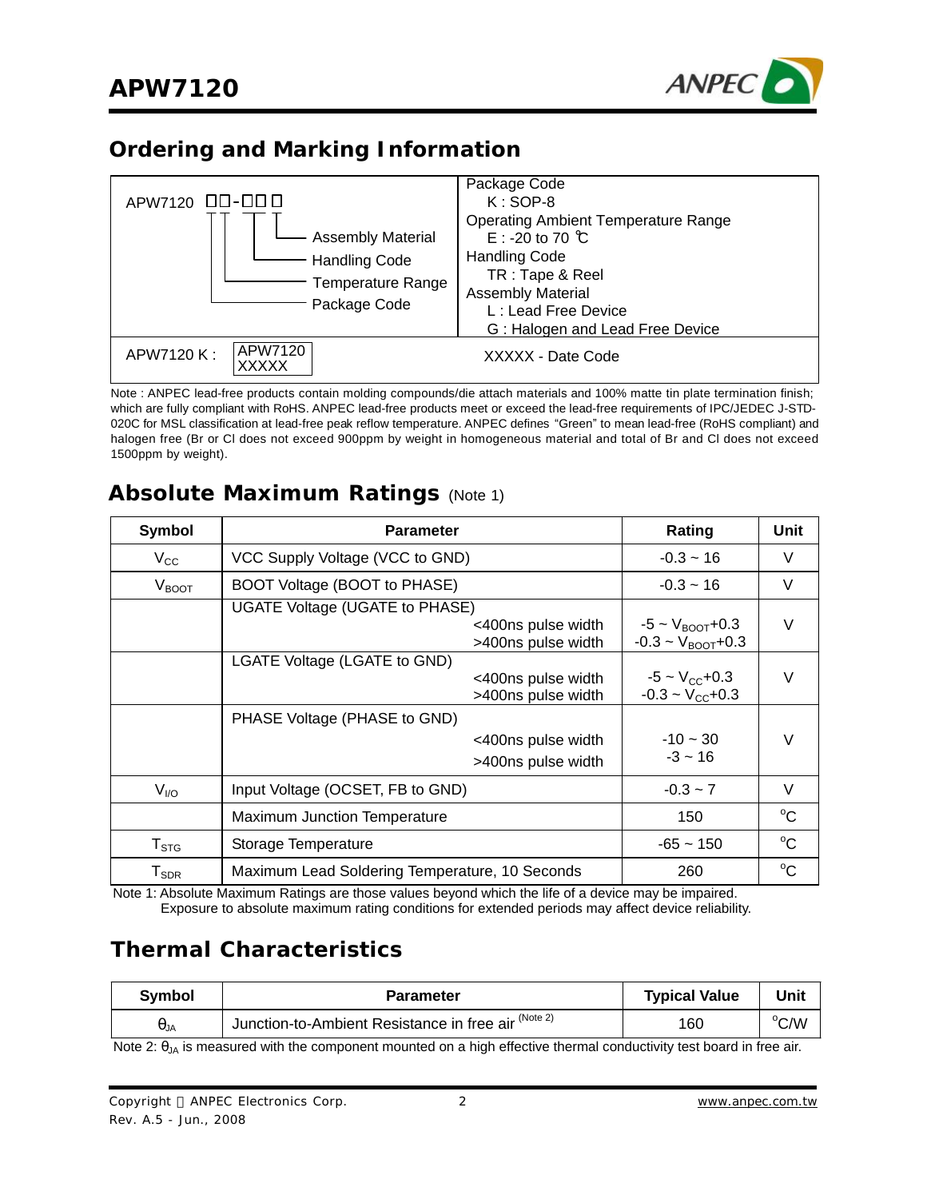## Ordering and Marking Information

| APW7120 □□-□□□ — Package Code, Temperature Range, Handling Code, Assembly Material | Package Code<br>K : SOP-8<br>Operating Ambient Temperature Range<br>E : -20 to 70 ℃<br>Handling Code<br>TR : Tape & Reel<br>Assembly Material<br>L : Lead Free Device<br>G : Halogen and Lead Free Device |
|---|---|
| APW7120 K : APW7120 XXXXX | XXXXX - Date Code |

Note : ANPEC lead-free products contain molding compounds/die attach materials and 100% matte tin plate termination finish; which are fully compliant with RoHS. ANPEC lead-free products meet or exceed the lead-free requirements of IPC/JEDEC J-STD-020C for MSL classification at lead-free peak reflow temperature. ANPEC defines "Green" to mean lead-free (RoHS compliant) and halogen free (Br or Cl does not exceed 900ppm by weight in homogeneous material and total of Br and Cl does not exceed 1500ppm by weight).

## Absolute Maximum Ratings (Note 1)

| Symbol | Parameter | Rating | Unit |
|---|---|---|---|
| $V_{CC}$ | VCC Supply Voltage (VCC to GND) | -0.3 ~ 16 | V |
| $V_{BOOT}$ | BOOT Voltage (BOOT to PHASE) | -0.3 ~ 16 | V |
| | UGATE Voltage (UGATE to PHASE)<br><400ns pulse width<br>>400ns pulse width | <br>$-5 \sim V_{BOOT}+0.3$<br>$-0.3 \sim V_{BOOT}+0.3$ | V |
| | LGATE Voltage (LGATE to GND)<br><400ns pulse width<br>>400ns pulse width | <br>$-5 \sim V_{CC}+0.3$<br>$-0.3 \sim V_{CC}+0.3$ | V |
| | PHASE Voltage (PHASE to GND)<br><400ns pulse width<br>>400ns pulse width | <br>-10 ~ 30<br>-3 ~ 16 | V |
| $V_{I/O}$ | Input Voltage (OCSET, FB to GND) | -0.3 ~ 7 | V |
| | Maximum Junction Temperature | 150 | °C |
| $T_{STG}$ | Storage Temperature | -65 ~ 150 | °C |
| $T_{SDR}$ | Maximum Lead Soldering Temperature, 10 Seconds | 260 | °C |

Note 1: Absolute Maximum Ratings are those values beyond which the life of a device may be impaired. Exposure to absolute maximum rating conditions for extended periods may affect device reliability.

## Thermal Characteristics

| Symbol | Parameter | Typical Value | Unit |
|---|---|---|---|
| $\theta_{JA}$ | Junction-to-Ambient Resistance in free air (Note 2) | 160 | °C/W |

Note 2: $\theta_{JA}$ is measured with the component mounted on a high effective thermal conductivity test board in free air.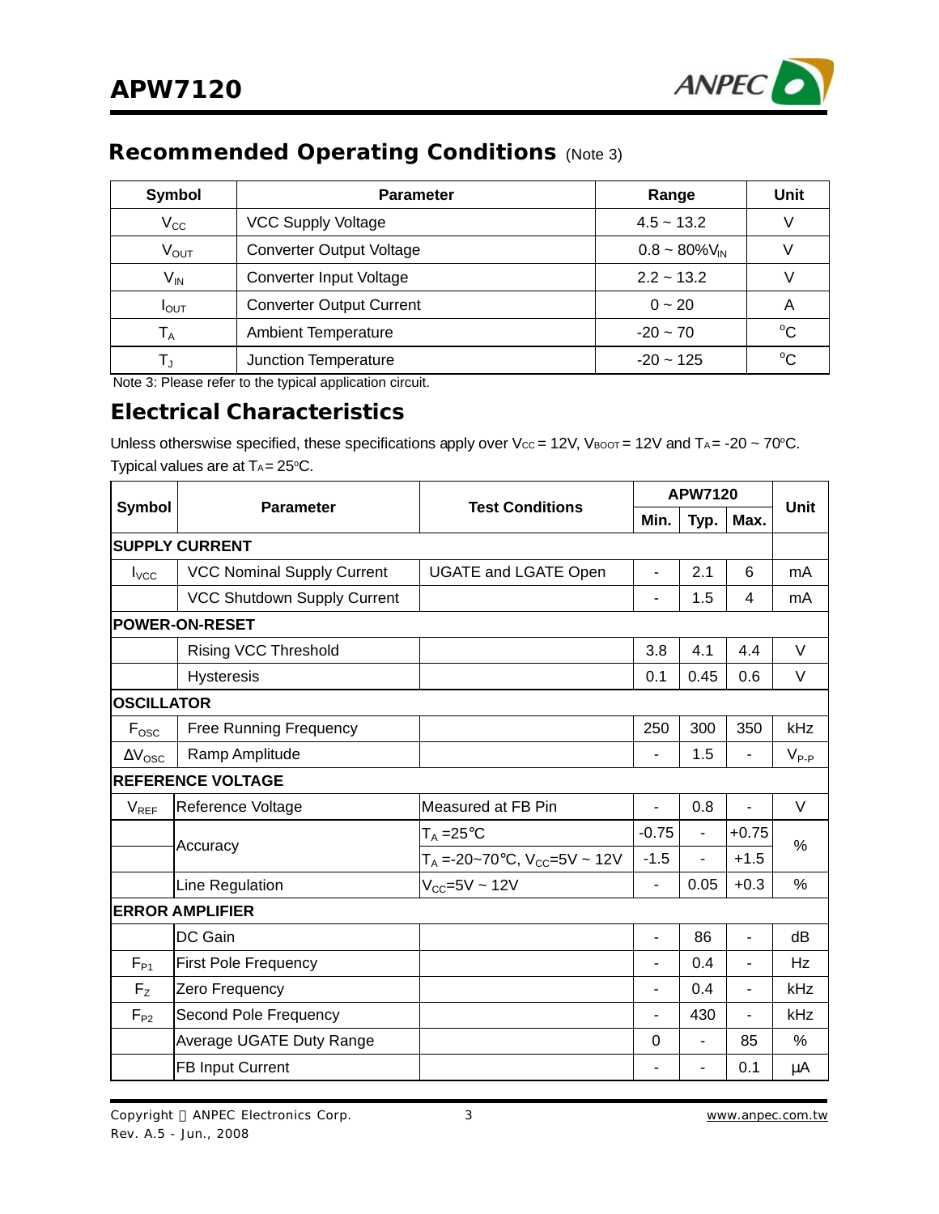## Recommended Operating Conditions (Note 3)

| Symbol | Parameter | Range | Unit |
|---|---|---|---|
| $V_{CC}$ | VCC Supply Voltage | 4.5 ~ 13.2 | V |
| $V_{OUT}$ | Converter Output Voltage | 0.8 ~ 80%$V_{IN}$ | V |
| $V_{IN}$ | Converter Input Voltage | 2.2 ~ 13.2 | V |
| $I_{OUT}$ | Converter Output Current | 0 ~ 20 | A |
| $T_A$ | Ambient Temperature | -20 ~ 70 | °C |
| $T_J$ | Junction Temperature | -20 ~ 125 | °C |

Note 3: Please refer to the typical application circuit.

## Electrical Characteristics

Unless otherswise specified, these specifications apply over $V_{CC}$ = 12V, $V_{BOOT}$ = 12V and $T_A$ = -20 ~ 70°C. Typical values are at $T_A$ = 25°C.

| Symbol | Parameter | Test Conditions | APW7120 | | | Unit |
|---|---|---|---|---|---|---|
| | | | Min. | Typ. | Max. | |
| **SUPPLY CURRENT** | | | | | | |
| $I_{VCC}$ | VCC Nominal Supply Current | UGATE and LGATE Open | - | 2.1 | 6 | mA |
| | VCC Shutdown Supply Current | | - | 1.5 | 4 | mA |
| **POWER-ON-RESET** | | | | | | |
| | Rising VCC Threshold | | 3.8 | 4.1 | 4.4 | V |
| | Hysteresis | | 0.1 | 0.45 | 0.6 | V |
| **OSCILLATOR** | | | | | | |
| $F_{OSC}$ | Free Running Frequency | | 250 | 300 | 350 | kHz |
| $\Delta V_{OSC}$ | Ramp Amplitude | | - | 1.5 | - | $V_{P-P}$ |
| **REFERENCE VOLTAGE** | | | | | | |
| $V_{REF}$ | Reference Voltage | Measured at FB Pin | - | 0.8 | - | V |
| | Accuracy | $T_A$ =25°C | -0.75 | - | +0.75 | % |
| | | $T_A$ =-20~70°C, $V_{CC}$=5V ~ 12V | -1.5 | - | +1.5 | % |
| | Line Regulation | $V_{CC}$=5V ~ 12V | - | 0.05 | +0.3 | % |
| **ERROR AMPLIFIER** | | | | | | |
| | DC Gain | | - | 86 | - | dB |
| $F_{P1}$ | First Pole Frequency | | - | 0.4 | - | Hz |
| $F_Z$ | Zero Frequency | | - | 0.4 | - | kHz |
| $F_{P2}$ | Second Pole Frequency | | - | 430 | - | kHz |
| | Average UGATE Duty Range | | 0 | - | 85 | % |
| | FB Input Current | | - | - | 0.1 | μA |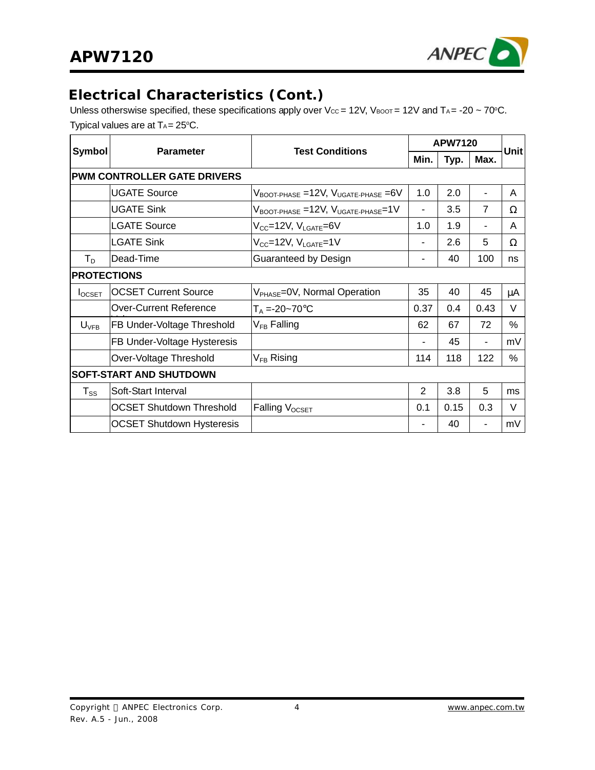## Electrical Characteristics (Cont.)

Unless otherswise specified, these specifications apply over $V_{CC}$ = 12V, $V_{BOOT}$ = 12V and $T_A$ = -20 ~ 70°C. Typical values are at $T_A$ = 25°C.

| Symbol | Parameter | Test Conditions | APW7120 | | | Unit |
|---|---|---|---|---|---|---|
| | | | Min. | Typ. | Max. | |
| **PWM CONTROLLER GATE DRIVERS** | | | | | | |
| | UGATE Source | $V_{BOOT-PHASE}$ =12V, $V_{UGATE-PHASE}$ =6V | 1.0 | 2.0 | - | A |
| | UGATE Sink | $V_{BOOT-PHASE}$ =12V, $V_{UGATE-PHASE}$=1V | - | 3.5 | 7 | Ω |
| | LGATE Source | $V_{CC}$=12V, $V_{LGATE}$=6V | 1.0 | 1.9 | - | A |
| | LGATE Sink | $V_{CC}$=12V, $V_{LGATE}$=1V | - | 2.6 | 5 | Ω |
| $T_D$ | Dead-Time | Guaranteed by Design | - | 40 | 100 | ns |
| **PROTECTIONS** | | | | | | |
| $I_{OCSET}$ | OCSET Current Source | $V_{PHASE}$=0V, Normal Operation | 35 | 40 | 45 | μA |
| | Over-Current Reference | $T_A$ =-20~70°C | 0.37 | 0.4 | 0.43 | V |
| $U_{VFB}$ | FB Under-Voltage Threshold | $V_{FB}$ Falling | 62 | 67 | 72 | % |
| | FB Under-Voltage Hysteresis | | - | 45 | - | mV |
| | Over-Voltage Threshold | $V_{FB}$ Rising | 114 | 118 | 122 | % |
| **SOFT-START AND SHUTDOWN** | | | | | | |
| $T_{SS}$ | Soft-Start Interval | | 2 | 3.8 | 5 | ms |
| | OCSET Shutdown Threshold | Falling $V_{OCSET}$ | 0.1 | 0.15 | 0.3 | V |
| | OCSET Shutdown Hysteresis | | - | 40 | - | mV |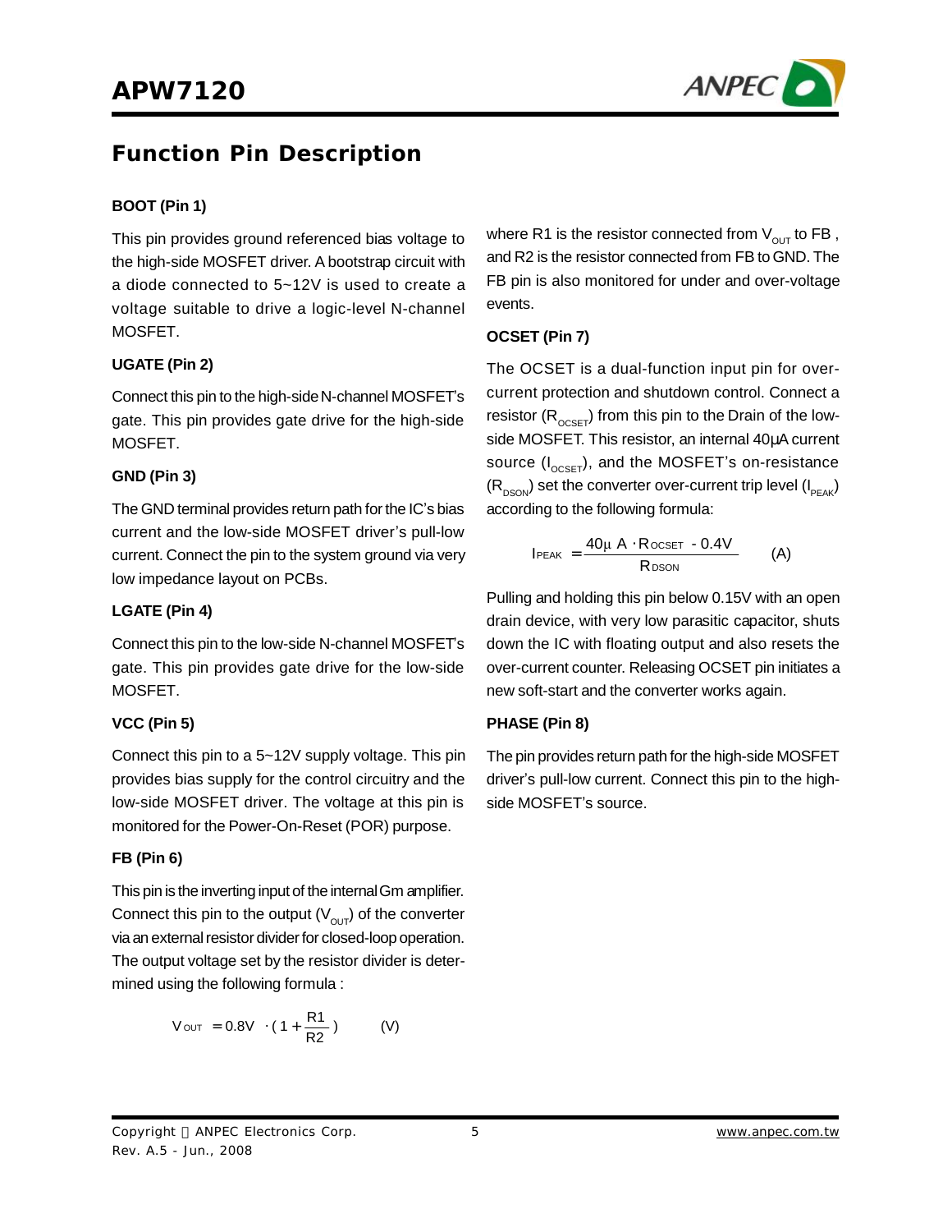## Function Pin Description

**BOOT (Pin 1)**

This pin provides ground referenced bias voltage to the high-side MOSFET driver. A bootstrap circuit with a diode connected to 5~12V is used to create a voltage suitable to drive a logic-level N-channel MOSFET.

**UGATE (Pin 2)**

Connect this pin to the high-side N-channel MOSFET's gate. This pin provides gate drive for the high-side MOSFET.

**GND (Pin 3)**

The GND terminal provides return path for the IC's bias current and the low-side MOSFET driver's pull-low current. Connect the pin to the system ground via very low impedance layout on PCBs.

**LGATE (Pin 4)**

Connect this pin to the low-side N-channel MOSFET's gate. This pin provides gate drive for the low-side MOSFET.

**VCC (Pin 5)**

Connect this pin to a 5~12V supply voltage. This pin provides bias supply for the control circuitry and the low-side MOSFET driver. The voltage at this pin is monitored for the Power-On-Reset (POR) purpose.

**FB (Pin 6)**

This pin is the inverting input of the internal Gm amplifier. Connect this pin to the output ($V_{OUT}$) of the converter via an external resistor divider for closed-loop operation. The output voltage set by the resistor divider is determined using the following formula :

$$V_{OUT} = 0.8V \cdot \left(1 + \frac{R1}{R2}\right) \quad (V)$$

where R1 is the resistor connected from $V_{OUT}$ to FB , and R2 is the resistor connected from FB to GND. The FB pin is also monitored for under and over-voltage events.

**OCSET (Pin 7)**

The OCSET is a dual-function input pin for over-current protection and shutdown control. Connect a resistor ($R_{OCSET}$) from this pin to the Drain of the low-side MOSFET. This resistor, an internal 40μA current source ($I_{OCSET}$), and the MOSFET's on-resistance ($R_{DSON}$) set the converter over-current trip level ($I_{PEAK}$) according to the following formula:

$$I_{PEAK} = \frac{40\mu A \cdot R_{OCSET} - 0.4V}{R_{DSON}} \quad (A)$$

Pulling and holding this pin below 0.15V with an open drain device, with very low parasitic capacitor, shuts down the IC with floating output and also resets the over-current counter. Releasing OCSET pin initiates a new soft-start and the converter works again.

**PHASE (Pin 8)**

The pin provides return path for the high-side MOSFET driver's pull-low current. Connect this pin to the high-side MOSFET's source.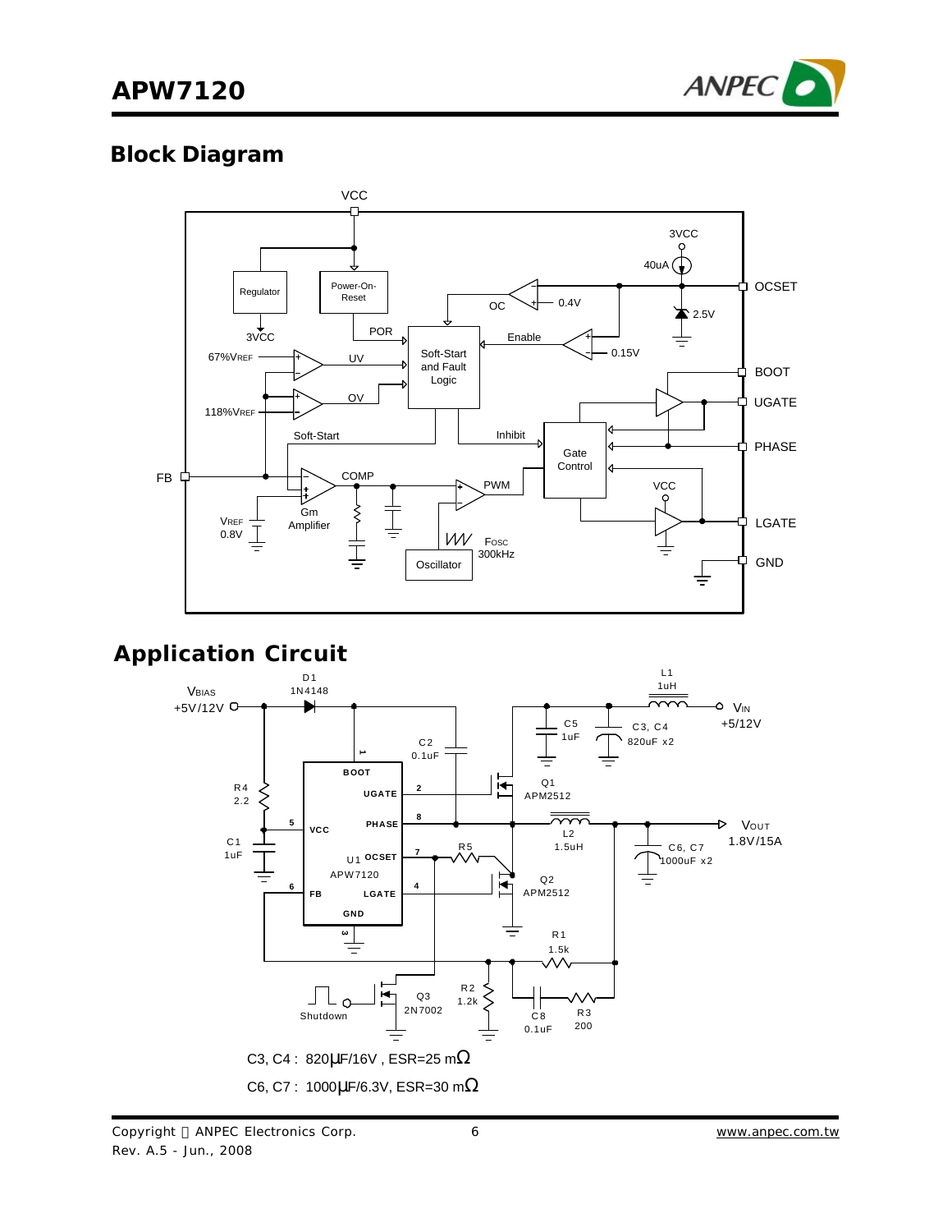## Block Diagram

## Application Circuit

C3, C4 : 820μF/16V , ESR=25 mΩ

C6, C7 : 1000μF/6.3V, ESR=30 mΩ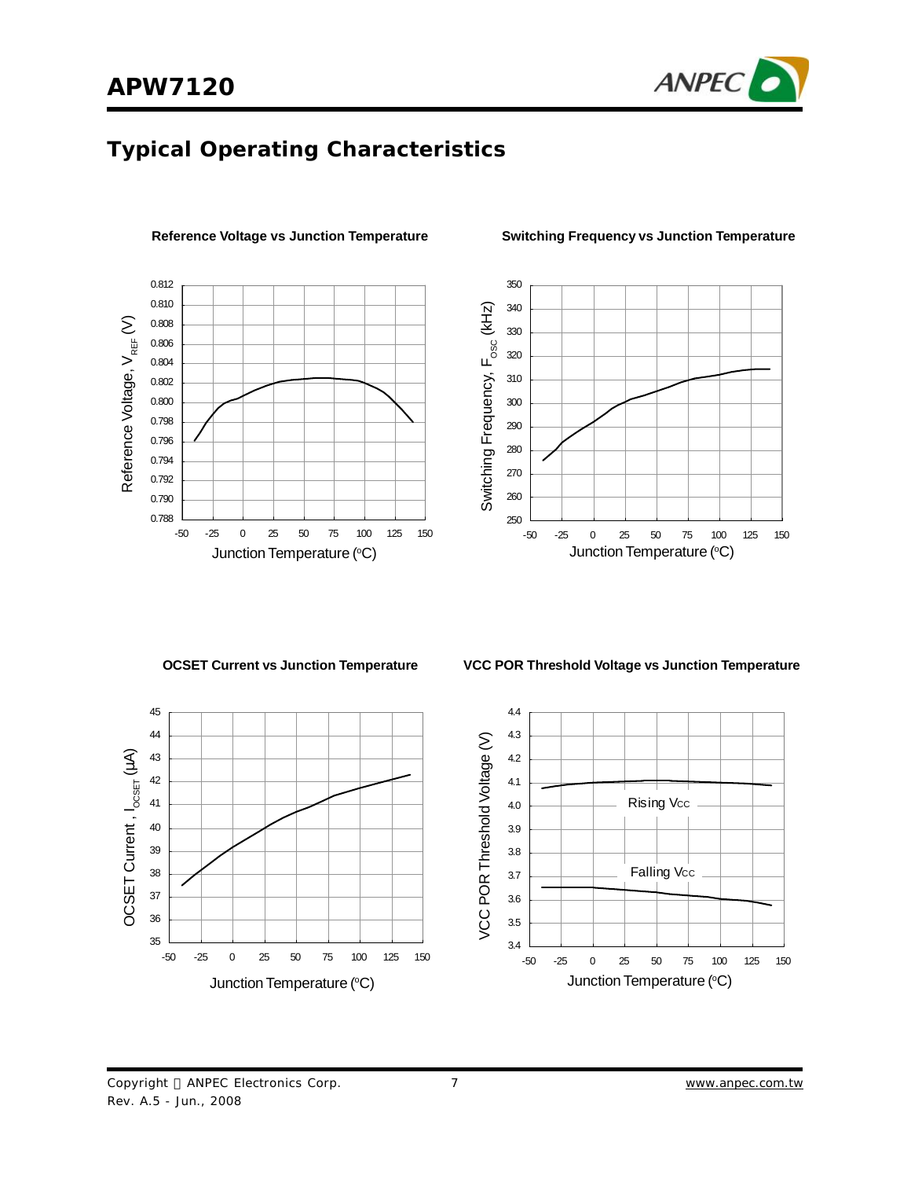## Typical Operating Characteristics

**Reference Voltage vs Junction Temperature**

**Switching Frequency vs Junction Temperature**

**OCSET Current vs Junction Temperature**

**VCC POR Threshold Voltage vs Junction Temperature**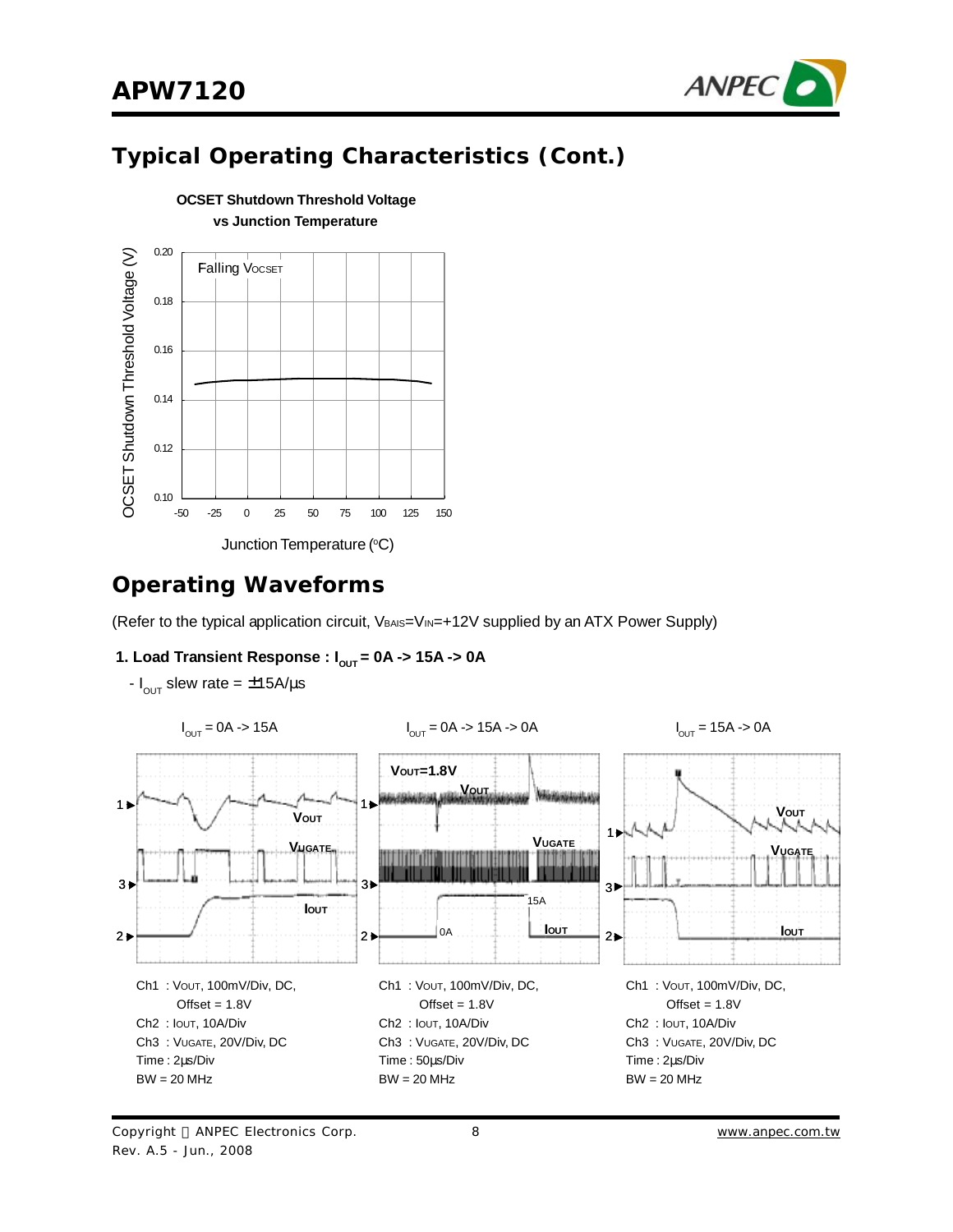## Typical Operating Characteristics (Cont.)

**OCSET Shutdown Threshold Voltage vs Junction Temperature**

## Operating Waveforms

(Refer to the typical application circuit, $V_{BAIS}$=$V_{IN}$=+12V supplied by an ATX Power Supply)

**1. Load Transient Response : $I_{OUT}$ = 0A -> 15A -> 0A**

- $I_{OUT}$ slew rate = ±15A/μs

$I_{OUT}$ = 0A -> 15A

Ch1 : $V_{OUT}$, 100mV/Div, DC, Offset = 1.8V
Ch2 : $I_{OUT}$, 10A/Div
Ch3 : $V_{UGATE}$, 20V/Div, DC
Time : 2μs/Div
BW = 20 MHz

$I_{OUT}$ = 0A -> 15A -> 0A

Ch1 : $V_{OUT}$, 100mV/Div, DC, Offset = 1.8V
Ch2 : $I_{OUT}$, 10A/Div
Ch3 : $V_{UGATE}$, 20V/Div, DC
Time : 50μs/Div
BW = 20 MHz

$I_{OUT}$ = 15A -> 0A

Ch1 : $V_{OUT}$, 100mV/Div, DC, Offset = 1.8V
Ch2 : $I_{OUT}$, 10A/Div
Ch3 : $V_{UGATE}$, 20V/Div, DC
Time : 2μs/Div
BW = 20 MHz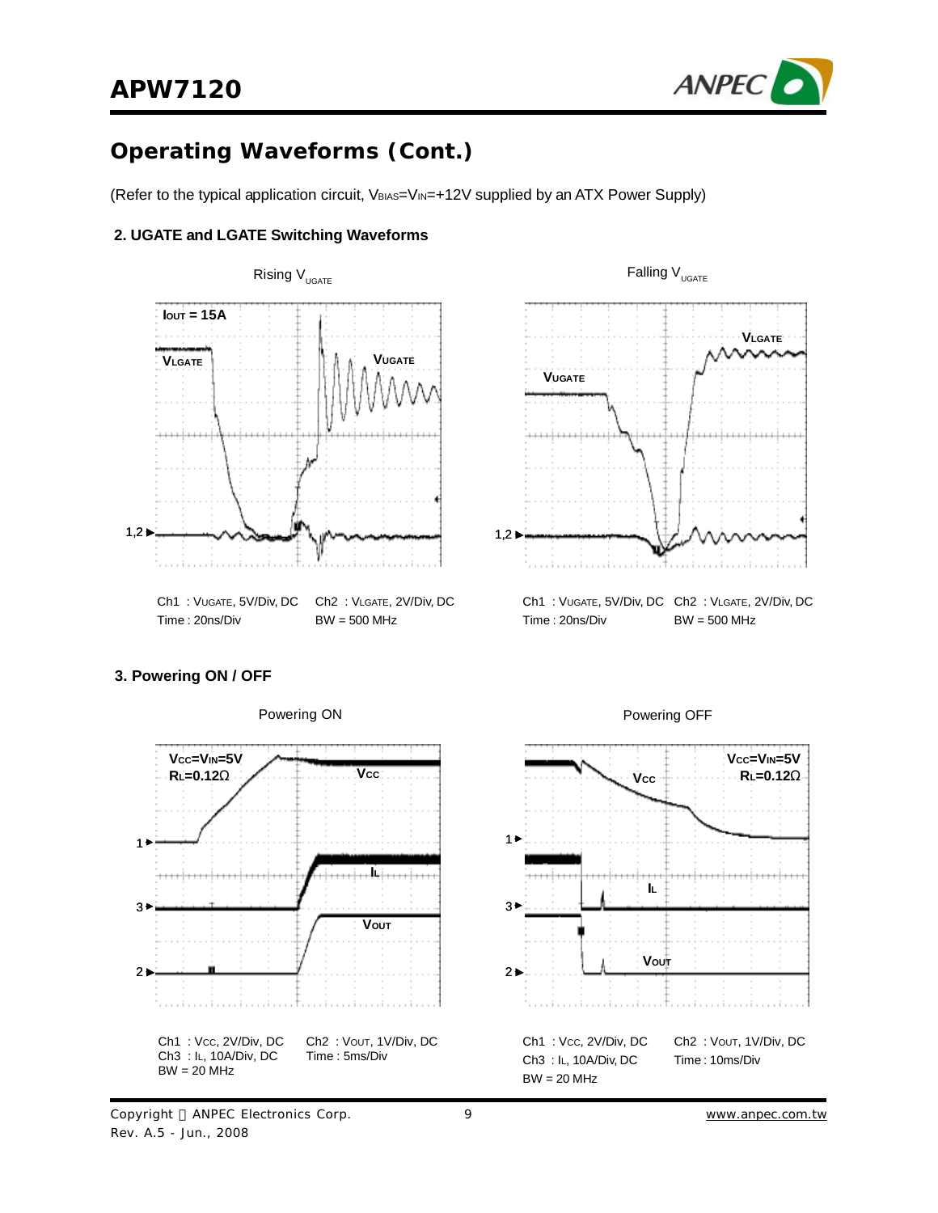## Operating Waveforms (Cont.)

(Refer to the typical application circuit, $V_{BIAS}$=$V_{IN}$=+12V supplied by an ATX Power Supply)

### 2. UGATE and LGATE Switching Waveforms

Rising $V_{UGATE}$

$I_{OUT}$ = 15A

$V_{LGATE}$

$V_{UGATE}$

1,2

Ch1 : $V_{UGATE}$, 5V/Div, DC　Ch2 : $V_{LGATE}$, 2V/Div, DC
Time : 20ns/Div　BW = 500 MHz

Falling $V_{UGATE}$

$V_{LGATE}$

$V_{UGATE}$

1,2

Ch1 : $V_{UGATE}$, 5V/Div, DC　Ch2 : $V_{LGATE}$, 2V/Div, DC
Time : 20ns/Div　BW = 500 MHz

### 3. Powering ON / OFF

Powering ON

$V_{CC}$=$V_{IN}$=5V
$R_L$=0.12Ω

$V_{CC}$

$I_L$

$V_{OUT}$

1

3

2

Ch1 : $V_{CC}$, 2V/Div, DC　Ch2 : $V_{OUT}$, 1V/Div, DC
Ch3 : $I_L$, 10A/Div, DC　Time : 5ms/Div
BW = 20 MHz

Powering OFF

$V_{CC}$=$V_{IN}$=5V
$R_L$=0.12Ω

$V_{CC}$

$I_L$

$V_{OUT}$

1

3

2

Ch1 : $V_{CC}$, 2V/Div, DC　Ch2 : $V_{OUT}$, 1V/Div, DC
Ch3 : $I_L$, 10A/Div, DC　Time : 10ms/Div
BW = 20 MHz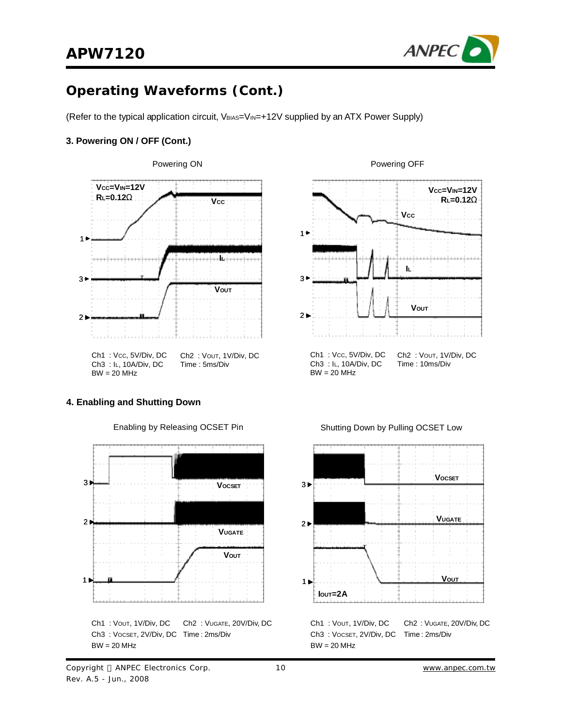## Operating Waveforms (Cont.)

(Refer to the typical application circuit, $V_{BIAS}$=$V_{IN}$=+12V supplied by an ATX Power Supply)

### 3. Powering ON / OFF (Cont.)

Powering ON

$V_{CC}$=$V_{IN}$=12V
$R_L$=0.12Ω

Ch1 : $V_{CC}$, 5V/Div, DC
Ch2 : $V_{OUT}$, 1V/Div, DC
Ch3 : $I_L$, 10A/Div, DC
Time : 5ms/Div
BW = 20 MHz

Powering OFF

$V_{CC}$=$V_{IN}$=12V
$R_L$=0.12Ω

Ch1 : $V_{CC}$, 5V/Div, DC
Ch2 : $V_{OUT}$, 1V/Div, DC
Ch3 : $I_L$, 10A/Div, DC
Time : 10ms/Div
BW = 20 MHz

### 4. Enabling and Shutting Down

Enabling by Releasing OCSET Pin

Ch1 : $V_{OUT}$, 1V/Div, DC
Ch2 : $V_{UGATE}$, 20V/Div, DC
Ch3 : $V_{OCSET}$, 2V/Div, DC
Time : 2ms/Div
BW = 20 MHz

Shutting Down by Pulling OCSET Low

$I_{OUT}$=2A

Ch1 : $V_{OUT}$, 1V/Div, DC
Ch2 : $V_{UGATE}$, 20V/Div, DC
Ch3 : $V_{OCSET}$, 2V/Div, DC
Time : 2ms/Div
BW = 20 MHz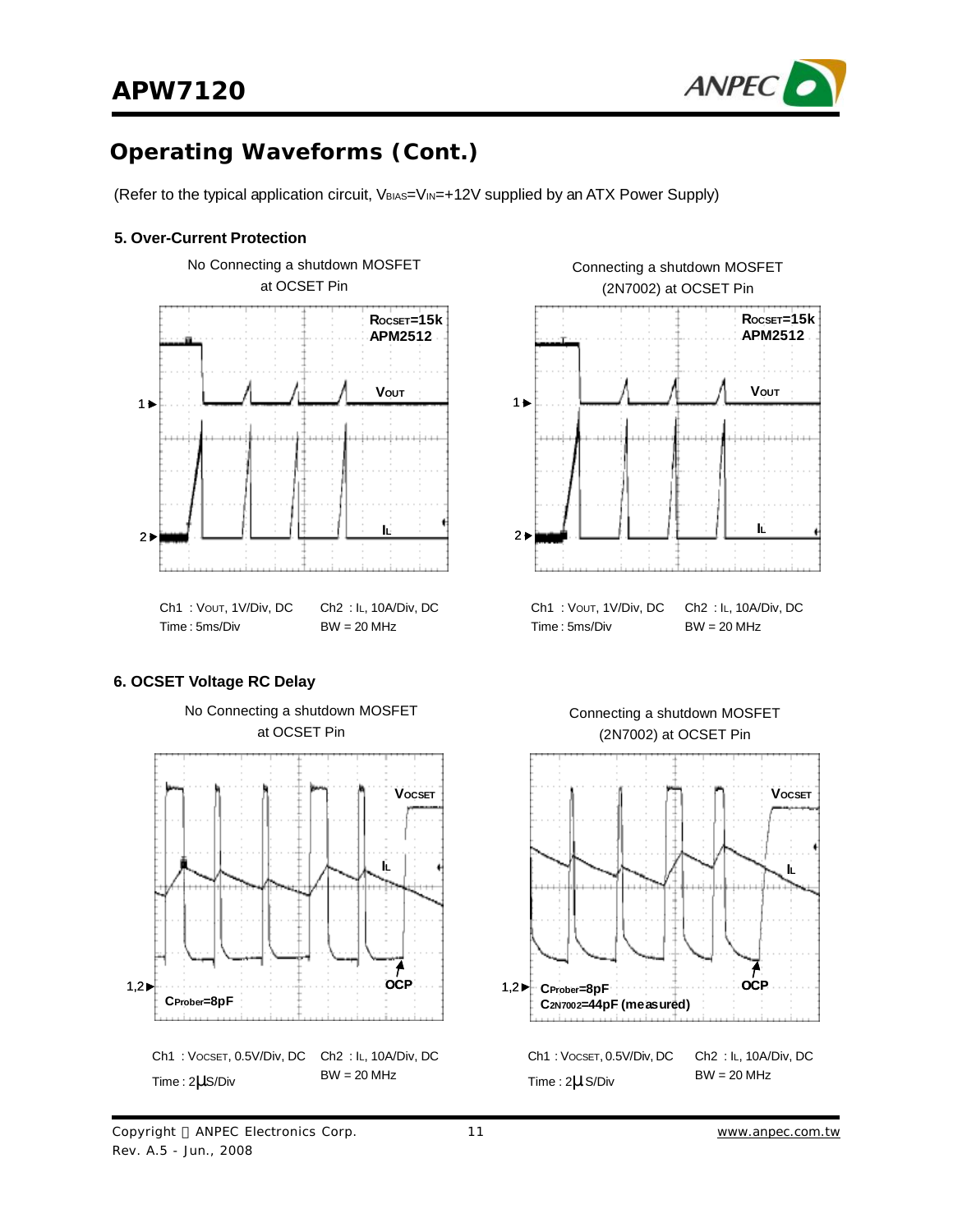## Operating Waveforms (Cont.)

(Refer to the typical application circuit, $V_{BIAS}$=$V_{IN}$=+12V supplied by an ATX Power Supply)

### 5. Over-Current Protection

No Connecting a shutdown MOSFET at OCSET Pin

$R_{OCSET}$=15k
APM2512

Ch1 : $V_{OUT}$, 1V/Div, DC
Time : 5ms/Div

Ch2 : $I_L$, 10A/Div, DC
BW = 20 MHz

Connecting a shutdown MOSFET (2N7002) at OCSET Pin

$R_{OCSET}$=15k
APM2512

Ch1 : $V_{OUT}$, 1V/Div, DC
Time : 5ms/Div

Ch2 : $I_L$, 10A/Div, DC
BW = 20 MHz

### 6. OCSET Voltage RC Delay

No Connecting a shutdown MOSFET at OCSET Pin

$C_{Prober}$=8pF

Ch1 : $V_{OCSET}$, 0.5V/Div, DC
Time : 2μS/Div

Ch2 : $I_L$, 10A/Div, DC
BW = 20 MHz

Connecting a shutdown MOSFET (2N7002) at OCSET Pin

$C_{Prober}$=8pF
$C_{2N7002}$=44pF (measured)

Ch1 : $V_{OCSET}$, 0.5V/Div, DC
Time : 2μS/Div

Ch2 : $I_L$, 10A/Div, DC
BW = 20 MHz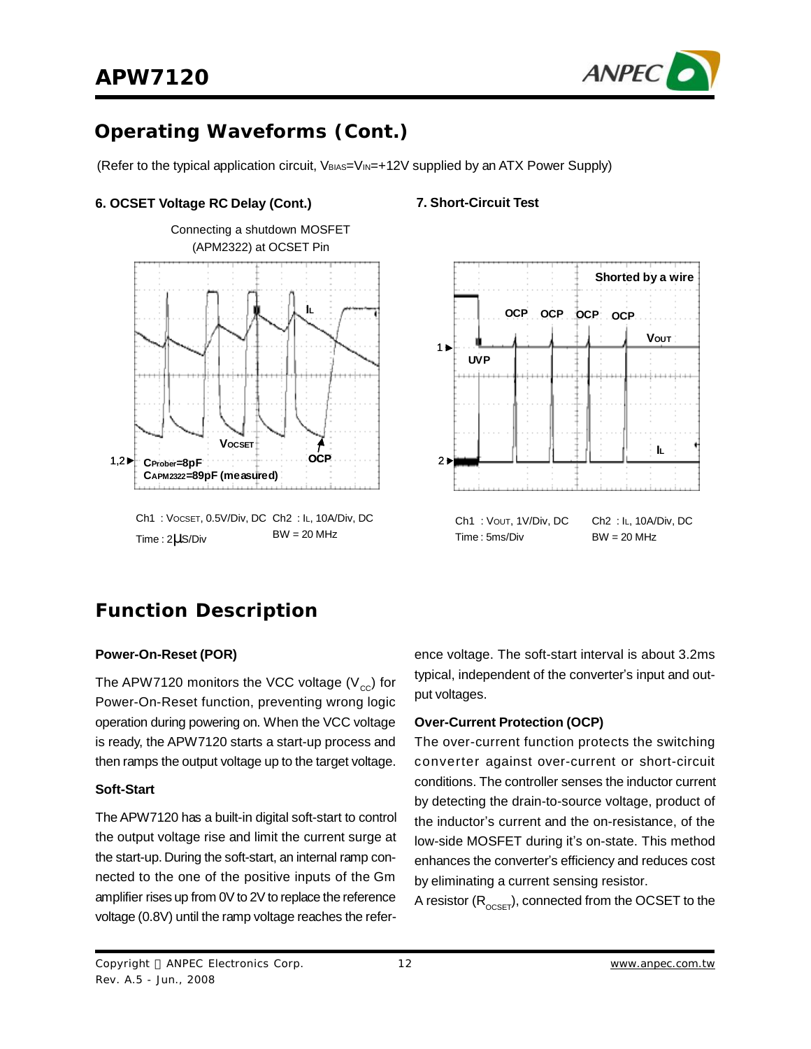## Operating Waveforms (Cont.)

(Refer to the typical application circuit, $V_{BIAS}=V_{IN}=+12V$ supplied by an ATX Power Supply)

### 6. OCSET Voltage RC Delay (Cont.)

Connecting a shutdown MOSFET (APM2322) at OCSET Pin

$I_L$

$V_{OCSET}$

OCP

$C_{Prober}$=8pF
$C_{APM2322}$=89pF (measured)

Ch1 : $V_{OCSET}$, 0.5V/Div, DC Ch2 : $I_L$, 10A/Div, DC
Time : 2μS/Div BW = 20 MHz

### 7. Short-Circuit Test

Shorted by a wire

OCP OCP OCP OCP

$V_{OUT}$

UVP

$I_L$

Ch1 : $V_{OUT}$, 1V/Div, DC Ch2 : $I_L$, 10A/Div, DC
Time : 5ms/Div BW = 20 MHz

## Function Description

### Power-On-Reset (POR)

The APW7120 monitors the VCC voltage ($V_{CC}$) for Power-On-Reset function, preventing wrong logic operation during powering on. When the VCC voltage is ready, the APW7120 starts a start-up process and then ramps the output voltage up to the target voltage.

### Soft-Start

The APW7120 has a built-in digital soft-start to control the output voltage rise and limit the current surge at the start-up. During the soft-start, an internal ramp connected to the one of the positive inputs of the Gm amplifier rises up from 0V to 2V to replace the reference voltage (0.8V) until the ramp voltage reaches the reference voltage. The soft-start interval is about 3.2ms typical, independent of the converter's input and output voltages.

### Over-Current Protection (OCP)

The over-current function protects the switching converter against over-current or short-circuit conditions. The controller senses the inductor current by detecting the drain-to-source voltage, product of the inductor's current and the on-resistance, of the low-side MOSFET during it's on-state. This method enhances the converter's efficiency and reduces cost by eliminating a current sensing resistor.

A resistor ($R_{OCSET}$), connected from the OCSET to the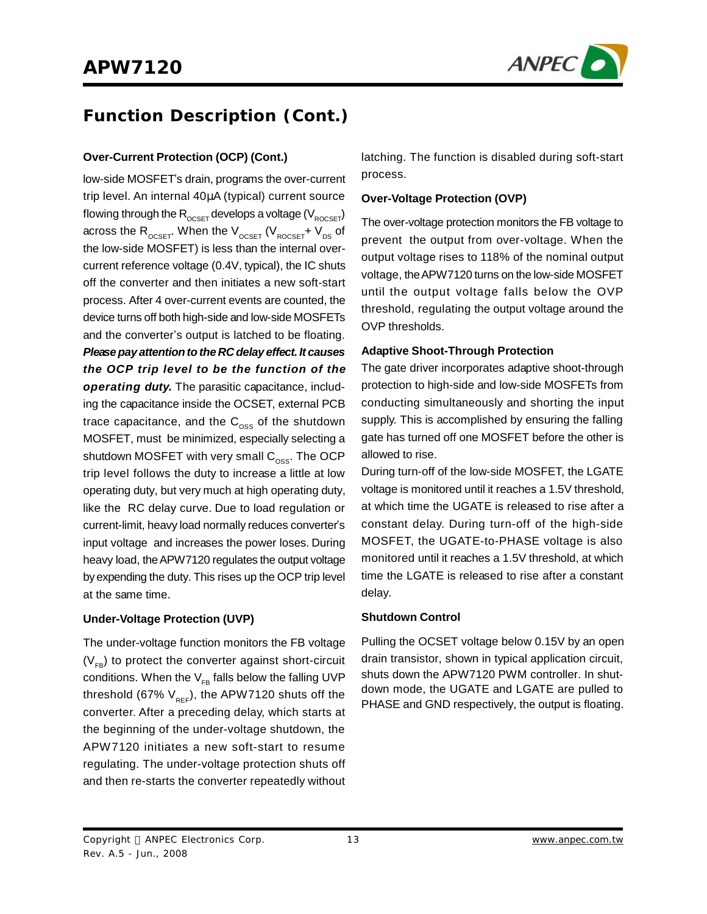## Function Description (Cont.)

### Over-Current Protection (OCP) (Cont.)

low-side MOSFET's drain, programs the over-current trip level. An internal 40μA (typical) current source flowing through the $R_{OCSET}$ develops a voltage ($V_{ROCSET}$) across the $R_{OCSET}$. When the $V_{OCSET}$ ($V_{ROCSET}$+ $V_{DS}$ of the low-side MOSFET) is less than the internal over-current reference voltage (0.4V, typical), the IC shuts off the converter and then initiates a new soft-start process. After 4 over-current events are counted, the device turns off both high-side and low-side MOSFETs and the converter's output is latched to be floating. ***Please pay attention to the RC delay effect. It causes the OCP trip level to be the function of the operating duty.*** The parasitic capacitance, including the capacitance inside the OCSET, external PCB trace capacitance, and the $C_{OSS}$ of the shutdown MOSFET, must be minimized, especially selecting a shutdown MOSFET with very small $C_{OSS}$. The OCP trip level follows the duty to increase a little at low operating duty, but very much at high operating duty, like the RC delay curve. Due to load regulation or current-limit, heavy load normally reduces converter's input voltage and increases the power loses. During heavy load, the APW7120 regulates the output voltage by expending the duty. This rises up the OCP trip level at the same time.

### Under-Voltage Protection (UVP)

The under-voltage function monitors the FB voltage ($V_{FB}$) to protect the converter against short-circuit conditions. When the $V_{FB}$ falls below the falling UVP threshold (67% $V_{REF}$), the APW7120 shuts off the converter. After a preceding delay, which starts at the beginning of the under-voltage shutdown, the APW7120 initiates a new soft-start to resume regulating. The under-voltage protection shuts off and then re-starts the converter repeatedly without latching. The function is disabled during soft-start process.

### Over-Voltage Protection (OVP)

The over-voltage protection monitors the FB voltage to prevent the output from over-voltage. When the output voltage rises to 118% of the nominal output voltage, the APW7120 turns on the low-side MOSFET until the output voltage falls below the OVP threshold, regulating the output voltage around the OVP thresholds.

### Adaptive Shoot-Through Protection

The gate driver incorporates adaptive shoot-through protection to high-side and low-side MOSFETs from conducting simultaneously and shorting the input supply. This is accomplished by ensuring the falling gate has turned off one MOSFET before the other is allowed to rise.

During turn-off of the low-side MOSFET, the LGATE voltage is monitored until it reaches a 1.5V threshold, at which time the UGATE is released to rise after a constant delay. During turn-off of the high-side MOSFET, the UGATE-to-PHASE voltage is also monitored until it reaches a 1.5V threshold, at which time the LGATE is released to rise after a constant delay.

### Shutdown Control

Pulling the OCSET voltage below 0.15V by an open drain transistor, shown in typical application circuit, shuts down the APW7120 PWM controller. In shutdown mode, the UGATE and LGATE are pulled to PHASE and GND respectively, the output is floating.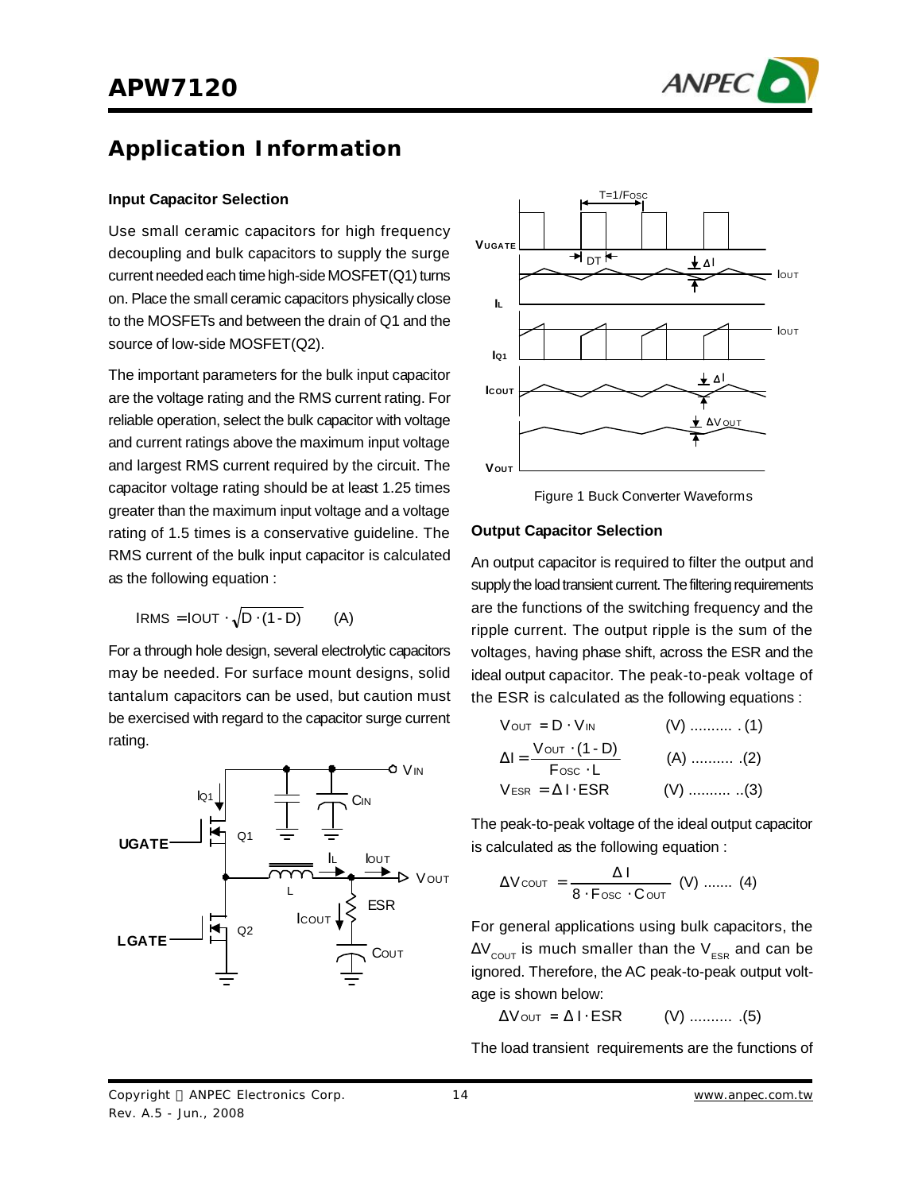## Application Information

### Input Capacitor Selection

Use small ceramic capacitors for high frequency decoupling and bulk capacitors to supply the surge current needed each time high-side MOSFET(Q1) turns on. Place the small ceramic capacitors physically close to the MOSFETs and between the drain of Q1 and the source of low-side MOSFET(Q2).

The important parameters for the bulk input capacitor are the voltage rating and the RMS current rating. For reliable operation, select the bulk capacitor with voltage and current ratings above the maximum input voltage and largest RMS current required by the circuit. The capacitor voltage rating should be at least 1.25 times greater than the maximum input voltage and a voltage rating of 1.5 times is a conservative guideline. The RMS current of the bulk input capacitor is calculated as the following equation :

$$I_{RMS} = I_{OUT} \cdot \sqrt{D \cdot (1 - D)} \qquad (A)$$

For a through hole design, several electrolytic capacitors may be needed. For surface mount designs, solid tantalum capacitors can be used, but caution must be exercised with regard to the capacitor surge current rating.

Figure 1 Buck Converter Waveforms

### Output Capacitor Selection

An output capacitor is required to filter the output and supply the load transient current. The filtering requirements are the functions of the switching frequency and the ripple current. The output ripple is the sum of the voltages, having phase shift, across the ESR and the ideal output capacitor. The peak-to-peak voltage of the ESR is calculated as the following equations :

$$V_{OUT} = D \cdot V_{IN} \qquad (V) \text{ .......... (1)}$$

$$\Delta I = \frac{V_{OUT} \cdot (1 - D)}{F_{OSC} \cdot L} \qquad (A) \text{ .......... (2)}$$

$$V_{ESR} = \Delta I \cdot ESR \qquad (V) \text{ .......... (3)}$$

The peak-to-peak voltage of the ideal output capacitor is calculated as the following equation :

$$\Delta V_{COUT} = \frac{\Delta I}{8 \cdot F_{OSC} \cdot C_{OUT}} \quad (V) \text{ ....... (4)}$$

For general applications using bulk capacitors, the $\Delta V_{COUT}$ is much smaller than the $V_{ESR}$ and can be ignored. Therefore, the AC peak-to-peak output voltage is shown below:

$$\Delta V_{OUT} = \Delta I \cdot ESR \qquad (V) \text{ .......... (5)}$$

The load transient requirements are the functions of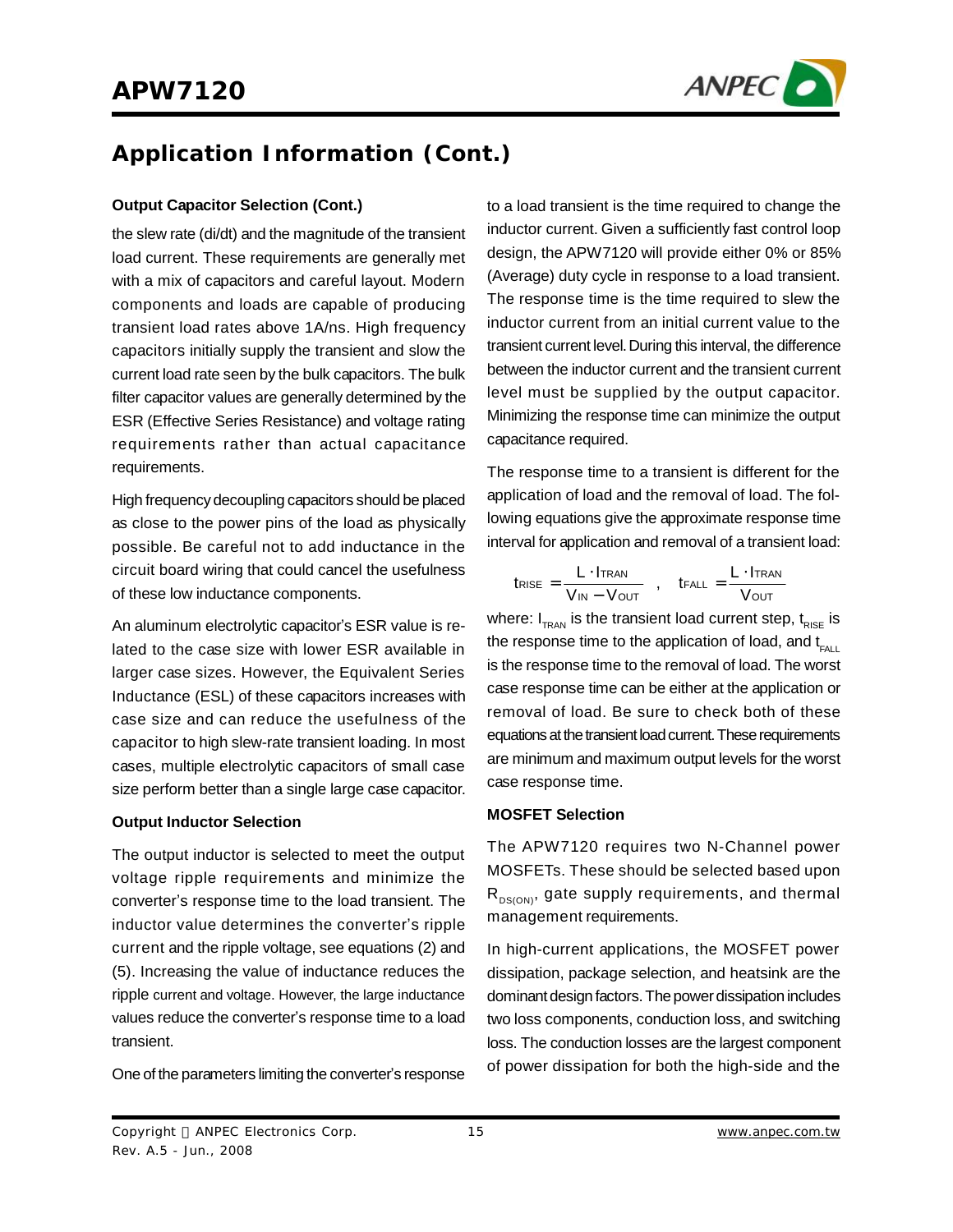## Application Information (Cont.)

### Output Capacitor Selection (Cont.)

the slew rate (di/dt) and the magnitude of the transient load current. These requirements are generally met with a mix of capacitors and careful layout. Modern components and loads are capable of producing transient load rates above 1A/ns. High frequency capacitors initially supply the transient and slow the current load rate seen by the bulk capacitors. The bulk filter capacitor values are generally determined by the ESR (Effective Series Resistance) and voltage rating requirements rather than actual capacitance requirements.

High frequency decoupling capacitors should be placed as close to the power pins of the load as physically possible. Be careful not to add inductance in the circuit board wiring that could cancel the usefulness of these low inductance components.

An aluminum electrolytic capacitor's ESR value is related to the case size with lower ESR available in larger case sizes. However, the Equivalent Series Inductance (ESL) of these capacitors increases with case size and can reduce the usefulness of the capacitor to high slew-rate transient loading. In most cases, multiple electrolytic capacitors of small case size perform better than a single large case capacitor.

### Output Inductor Selection

The output inductor is selected to meet the output voltage ripple requirements and minimize the converter's response time to the load transient. The inductor value determines the converter's ripple current and the ripple voltage, see equations (2) and (5). Increasing the value of inductance reduces the ripple current and voltage. However, the large inductance values reduce the converter's response time to a load transient.

One of the parameters limiting the converter's response to a load transient is the time required to change the inductor current. Given a sufficiently fast control loop design, the APW7120 will provide either 0% or 85% (Average) duty cycle in response to a load transient. The response time is the time required to slew the inductor current from an initial current value to the transient current level. During this interval, the difference between the inductor current and the transient current level must be supplied by the output capacitor. Minimizing the response time can minimize the output capacitance required.

The response time to a transient is different for the application of load and the removal of load. The following equations give the approximate response time interval for application and removal of a transient load:

$$t_{RISE} = \frac{L \cdot I_{TRAN}}{V_{IN} - V_{OUT}} \quad , \quad t_{FALL} = \frac{L \cdot I_{TRAN}}{V_{OUT}}$$

where: $I_{TRAN}$ is the transient load current step, $t_{RISE}$ is the response time to the application of load, and $t_{FALL}$ is the response time to the removal of load. The worst case response time can be either at the application or removal of load. Be sure to check both of these equations at the transient load current. These requirements are minimum and maximum output levels for the worst case response time.

### MOSFET Selection

The APW7120 requires two N-Channel power MOSFETs. These should be selected based upon $R_{DS(ON)}$, gate supply requirements, and thermal management requirements.

In high-current applications, the MOSFET power dissipation, package selection, and heatsink are the dominant design factors. The power dissipation includes two loss components, conduction loss, and switching loss. The conduction losses are the largest component of power dissipation for both the high-side and the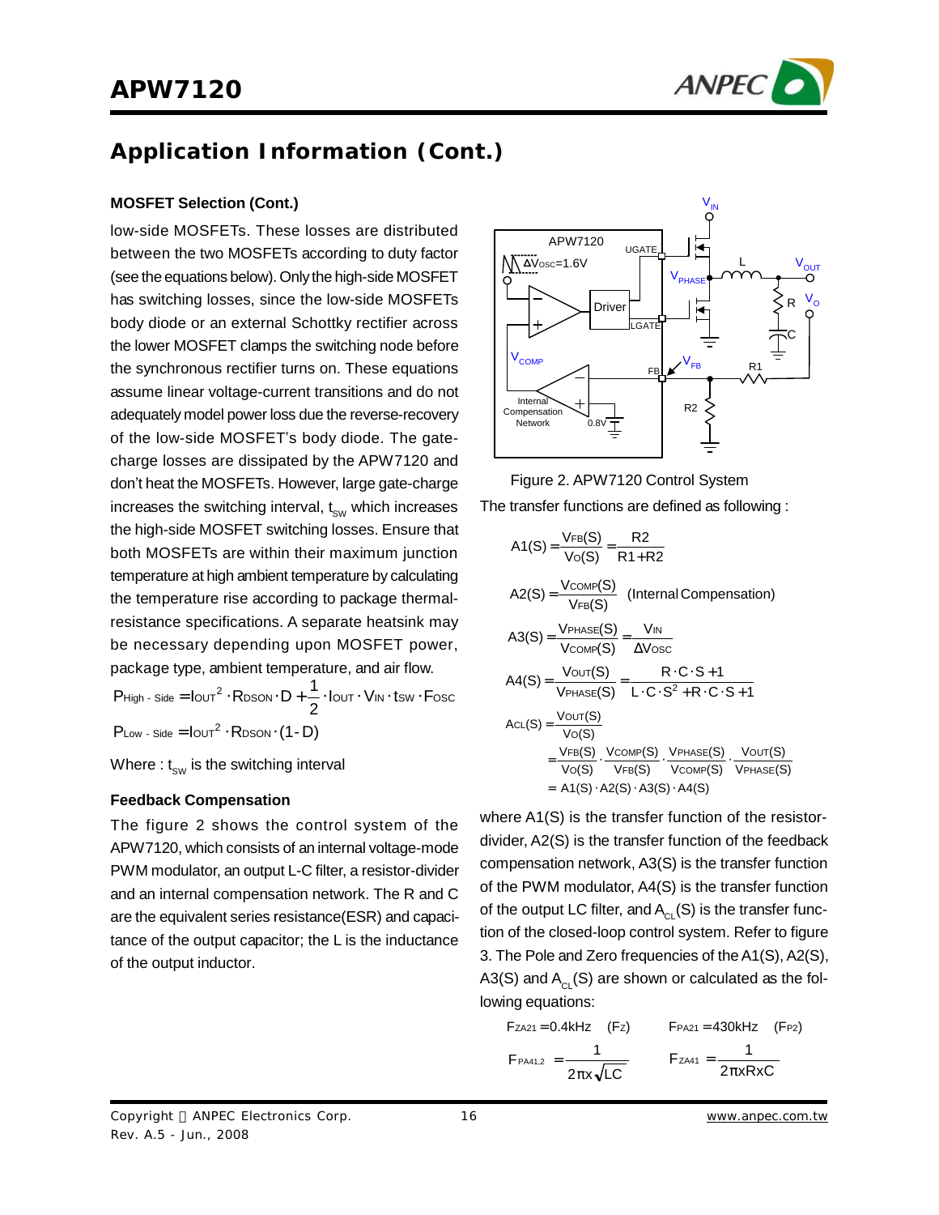## Application Information (Cont.)

### MOSFET Selection (Cont.)

low-side MOSFETs. These losses are distributed between the two MOSFETs according to duty factor (see the equations below). Only the high-side MOSFET has switching losses, since the low-side MOSFETs body diode or an external Schottky rectifier across the lower MOSFET clamps the switching node before the synchronous rectifier turns on. These equations assume linear voltage-current transitions and do not adequately model power loss due the reverse-recovery of the low-side MOSFET's body diode. The gate-charge losses are dissipated by the APW7120 and don't heat the MOSFETs. However, large gate-charge increases the switching interval, $t_{SW}$ which increases the high-side MOSFET switching losses. Ensure that both MOSFETs are within their maximum junction temperature at high ambient temperature by calculating the temperature rise according to package thermal-resistance specifications. A separate heatsink may be necessary depending upon MOSFET power, package type, ambient temperature, and air flow.

$$P_{High-Side} = I_{OUT}^2 \cdot R_{DSON} \cdot D + \frac{1}{2} \cdot I_{OUT} \cdot V_{IN} \cdot t_{SW} \cdot F_{OSC}$$

$$P_{Low-Side} = I_{OUT}^2 \cdot R_{DSON} \cdot (1-D)$$

Where : $t_{SW}$ is the switching interval

### Feedback Compensation

The figure 2 shows the control system of the APW7120, which consists of an internal voltage-mode PWM modulator, an output L-C filter, a resistor-divider and an internal compensation network. The R and C are the equivalent series resistance(ESR) and capacitance of the output capacitor; the L is the inductance of the output inductor.

Figure 2. APW7120 Control System

The transfer functions are defined as following :

$$A1(S) = \frac{V_{FB}(S)}{V_O(S)} = \frac{R2}{R1+R2}$$

$$A2(S) = \frac{V_{COMP}(S)}{V_{FB}(S)} \quad \text{(Internal Compensation)}$$

$$A3(S) = \frac{V_{PHASE}(S)}{V_{COMP}(S)} = \frac{V_{IN}}{\Delta V_{OSC}}$$

$$A4(S) = \frac{V_{OUT}(S)}{V_{PHASE}(S)} = \frac{R \cdot C \cdot S + 1}{L \cdot C \cdot S^2 + R \cdot C \cdot S + 1}$$

$$A_{CL}(S) = \frac{V_{OUT}(S)}{V_O(S)} = \frac{V_{FB}(S)}{V_O(S)} \cdot \frac{V_{COMP}(S)}{V_{FB}(S)} \cdot \frac{V_{PHASE}(S)}{V_{COMP}(S)} \cdot \frac{V_{OUT}(S)}{V_{PHASE}(S)} = A1(S) \cdot A2(S) \cdot A3(S) \cdot A4(S)$$

where A1(S) is the transfer function of the resistor-divider, A2(S) is the transfer function of the feedback compensation network, A3(S) is the transfer function of the PWM modulator, A4(S) is the transfer function of the output LC filter, and $A_{CL}(S)$ is the transfer function of the closed-loop control system. Refer to figure 3. The Pole and Zero frequencies of the A1(S), A2(S), A3(S) and $A_{CL}(S)$ are shown or calculated as the following equations:

$F_{ZA21} = 0.4\text{kHz} \quad (F_Z)$ $\qquad$ $F_{PA21} = 430\text{kHz} \quad (F_{P2})$

$$F_{PA41,2} = \frac{1}{2\pi \times \sqrt{LC}} \qquad F_{ZA41} = \frac{1}{2\pi \times R \times C}$$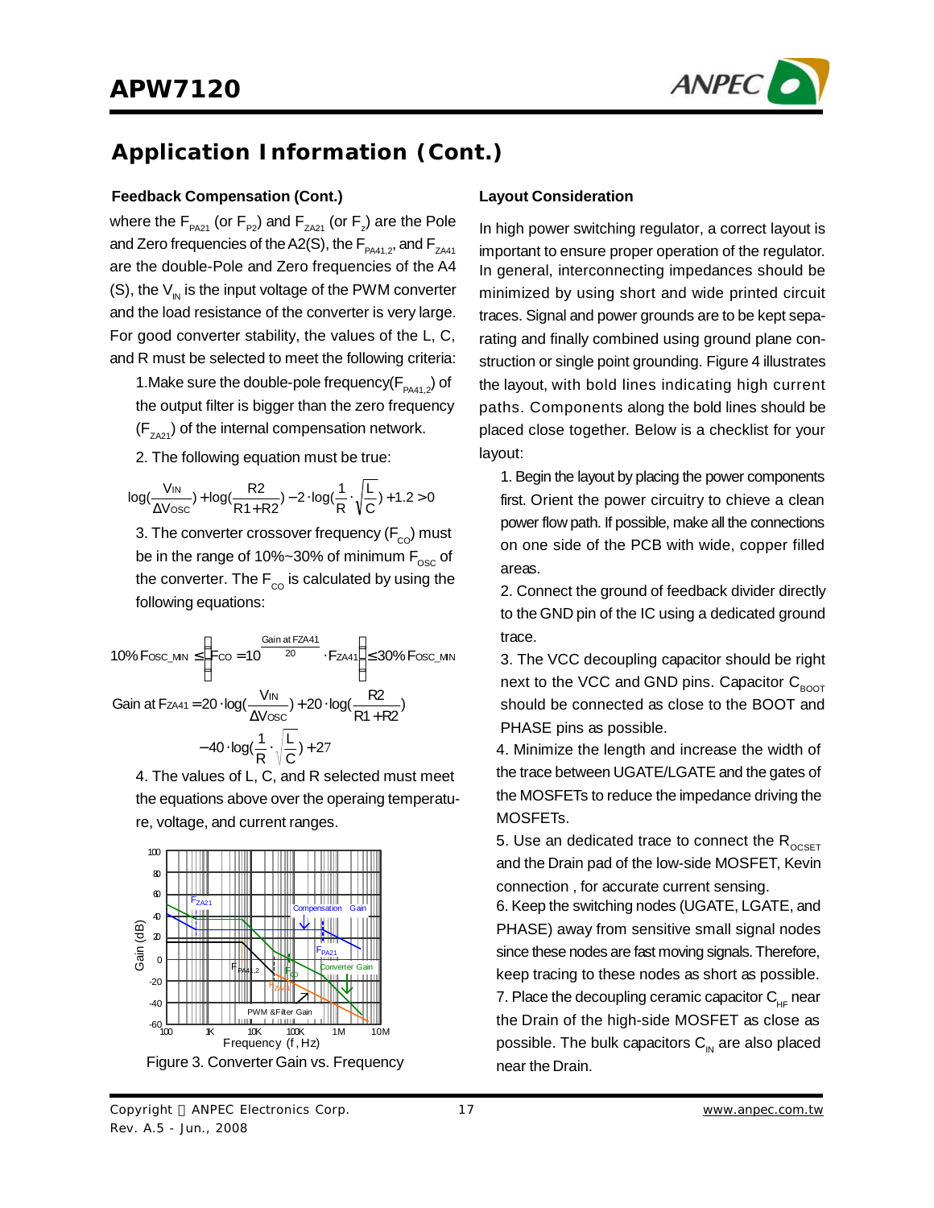## Application Information (Cont.)

### Feedback Compensation (Cont.)

where the $F_{PA21}$ (or $F_{P2}$) and $F_{ZA21}$ (or $F_Z$) are the Pole and Zero frequencies of the A2(S), the $F_{PA41,2}$, and $F_{ZA41}$ are the double-Pole and Zero frequencies of the A4 (S), the $V_{IN}$ is the input voltage of the PWM converter and the load resistance of the converter is very large. For good converter stability, the values of the L, C, and R must be selected to meet the following criteria:

1.Make sure the double-pole frequency($F_{PA41,2}$) of the output filter is bigger than the zero frequency ($F_{ZA21}$) of the internal compensation network.

2. The following equation must be true:

$$\log\left(\frac{V_{IN}}{\Delta V_{OSC}}\right) + \log\left(\frac{R2}{R1+R2}\right) - 2\cdot\log\left(\frac{1}{R}\cdot\sqrt{\frac{L}{C}}\right) + 1.2 > 0$$

3. The converter crossover frequency ($F_{CO}$) must be in the range of 10%~30% of minimum $F_{OSC}$ of the converter. The $F_{CO}$ is calculated by using the following equations:

$$10\%\,F_{OSC\_MIN} \le \left[F_{CO} = 10^{\frac{\text{Gain at FZA41}}{20}} \cdot F_{ZA41}\right] \le 30\%\,F_{OSC\_MIN}$$

$$\text{Gain at } F_{ZA41} = 20\cdot\log\left(\frac{V_{IN}}{\Delta V_{OSC}}\right) + 20\cdot\log\left(\frac{R2}{R1+R2}\right) - 40\cdot\log\left(\frac{1}{R}\cdot\sqrt{\frac{L}{C}}\right) + 27$$

4. The values of L, C, and R selected must meet the equations above over the operaing temperature, voltage, and current ranges.

Figure 3. Converter Gain vs. Frequency

### Layout Consideration

In high power switching regulator, a correct layout is important to ensure proper operation of the regulator. In general, interconnecting impedances should be minimized by using short and wide printed circuit traces. Signal and power grounds are to be kept separating and finally combined using ground plane construction or single point grounding. Figure 4 illustrates the layout, with bold lines indicating high current paths. Components along the bold lines should be placed close together. Below is a checklist for your layout:

1. Begin the layout by placing the power components first. Orient the power circuitry to chieve a clean power flow path. If possible, make all the connections on one side of the PCB with wide, copper filled areas.

2. Connect the ground of feedback divider directly to the GND pin of the IC using a dedicated ground trace.

3. The VCC decoupling capacitor should be right next to the VCC and GND pins. Capacitor $C_{BOOT}$ should be connected as close to the BOOT and PHASE pins as possible.

4. Minimize the length and increase the width of the trace between UGATE/LGATE and the gates of the MOSFETs to reduce the impedance driving the MOSFETs.

5. Use an dedicated trace to connect the $R_{OCSET}$ and the Drain pad of the low-side MOSFET, Kevin connection , for accurate current sensing.

6. Keep the switching nodes (UGATE, LGATE, and PHASE) away from sensitive small signal nodes since these nodes are fast moving signals. Therefore, keep tracing to these nodes as short as possible.

7. Place the decoupling ceramic capacitor $C_{HF}$ near the Drain of the high-side MOSFET as close as possible. The bulk capacitors $C_{IN}$ are also placed near the Drain.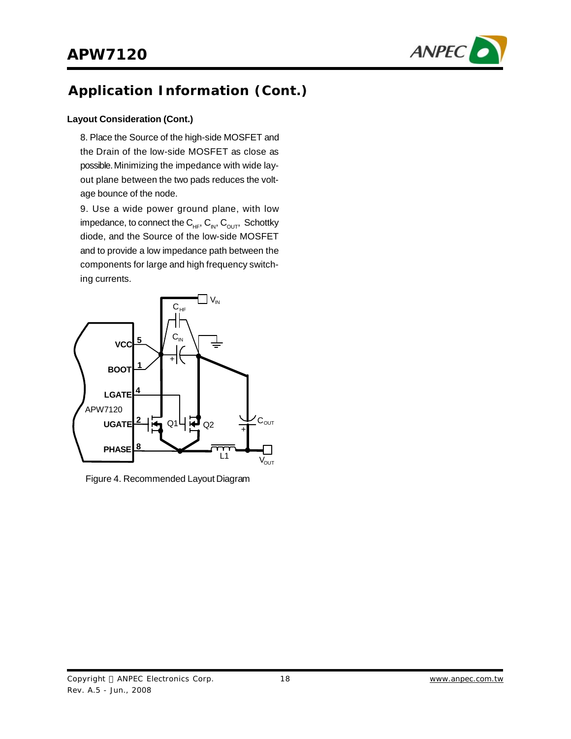## Application Information (Cont.)

### Layout Consideration (Cont.)

8. Place the Source of the high-side MOSFET and the Drain of the low-side MOSFET as close as possible. Minimizing the impedance with wide layout plane between the two pads reduces the voltage bounce of the node.

9. Use a wide power ground plane, with low impedance, to connect the $C_{HF}$, $C_{IN}$, $C_{OUT}$, Schottky diode, and the Source of the low-side MOSFET and to provide a low impedance path between the components for large and high frequency switching currents.

Figure 4. Recommended Layout Diagram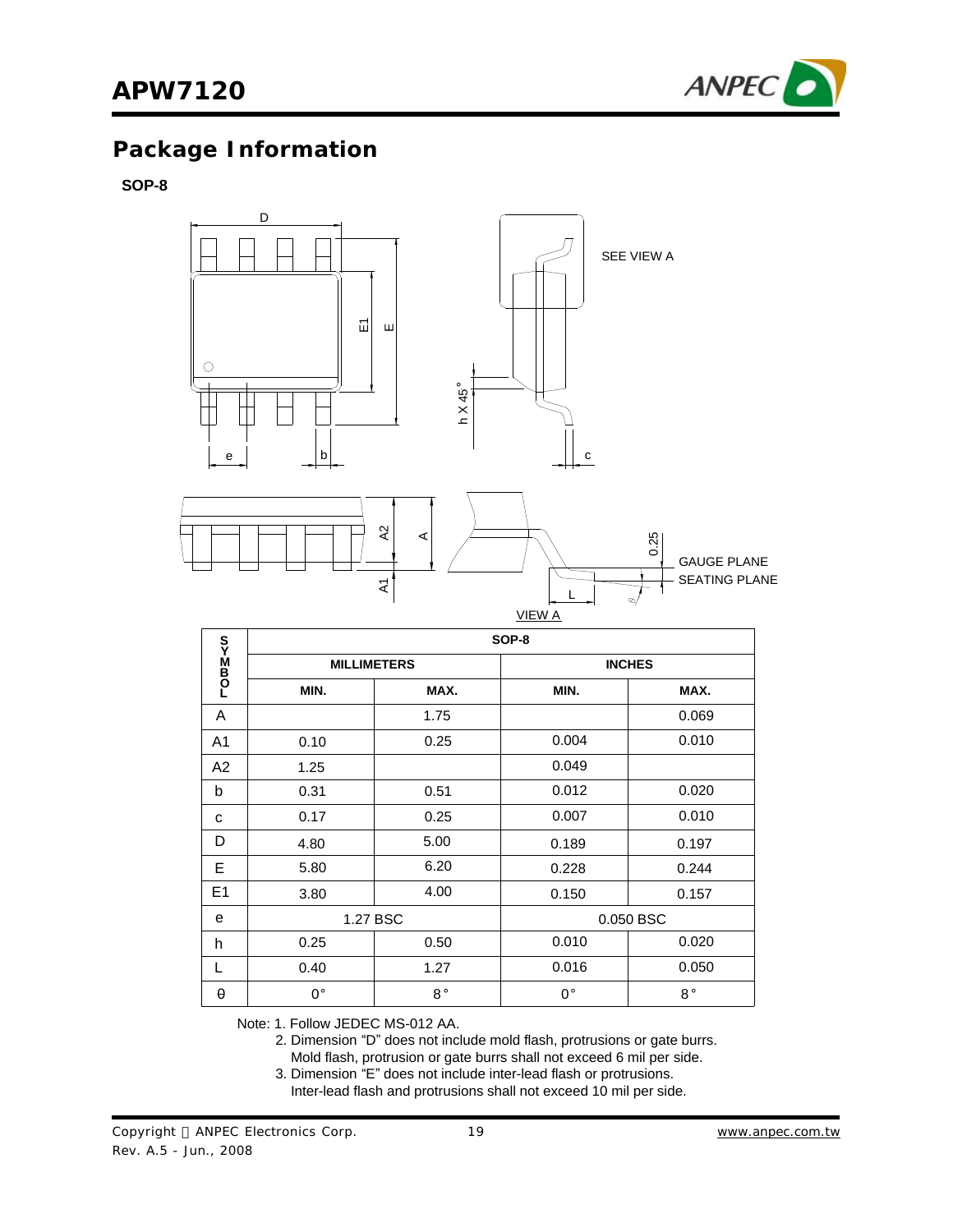## Package Information

**SOP-8**

| SYMBOL | SOP-8 | | | |
|---|---|---|---|---|
| | MILLIMETERS | | INCHES | |
| | MIN. | MAX. | MIN. | MAX. |
| A | | 1.75 | | 0.069 |
| A1 | 0.10 | 0.25 | 0.004 | 0.010 |
| A2 | 1.25 | | 0.049 | |
| b | 0.31 | 0.51 | 0.012 | 0.020 |
| c | 0.17 | 0.25 | 0.007 | 0.010 |
| D | 4.80 | 5.00 | 0.189 | 0.197 |
| E | 5.80 | 6.20 | 0.228 | 0.244 |
| E1 | 3.80 | 4.00 | 0.150 | 0.157 |
| e | 1.27 BSC | | 0.050 BSC | |
| h | 0.25 | 0.50 | 0.010 | 0.020 |
| L | 0.40 | 1.27 | 0.016 | 0.050 |
| θ | 0° | 8° | 0° | 8° |

Note: 1. Follow JEDEC MS-012 AA.

2. Dimension "D" does not include mold flash, protrusions or gate burrs. Mold flash, protrusion or gate burrs shall not exceed 6 mil per side.

3. Dimension "E" does not include inter-lead flash or protrusions. Inter-lead flash and protrusions shall not exceed 10 mil per side.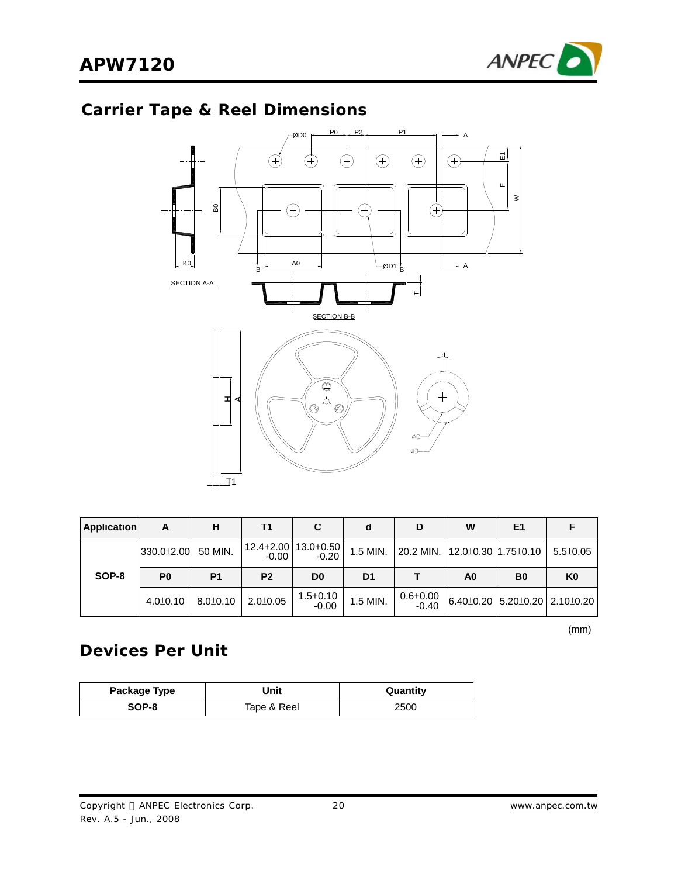## Carrier Tape & Reel Dimensions

| Application | A | H | T1 | C | d | D | W | E1 | F |
|---|---|---|---|---|---|---|---|---|---|
| SOP-8 | 330.0±2.00 | 50 MIN. | 12.4+2.00 -0.00 | 13.0+0.50 -0.20 | 1.5 MIN. | 20.2 MIN. | 12.0±0.30 | 1.75±0.10 | 5.5±0.05 |
| | **P0** | **P1** | **P2** | **D0** | **D1** | **T** | **A0** | **B0** | **K0** |
| | 4.0±0.10 | 8.0±0.10 | 2.0±0.05 | 1.5+0.10 -0.00 | 1.5 MIN. | 0.6+0.00 -0.40 | 6.40±0.20 | 5.20±0.20 | 2.10±0.20 |

(mm)

## Devices Per Unit

| Package Type | Unit | Quantity |
|---|---|---|
| SOP-8 | Tape & Reel | 2500 |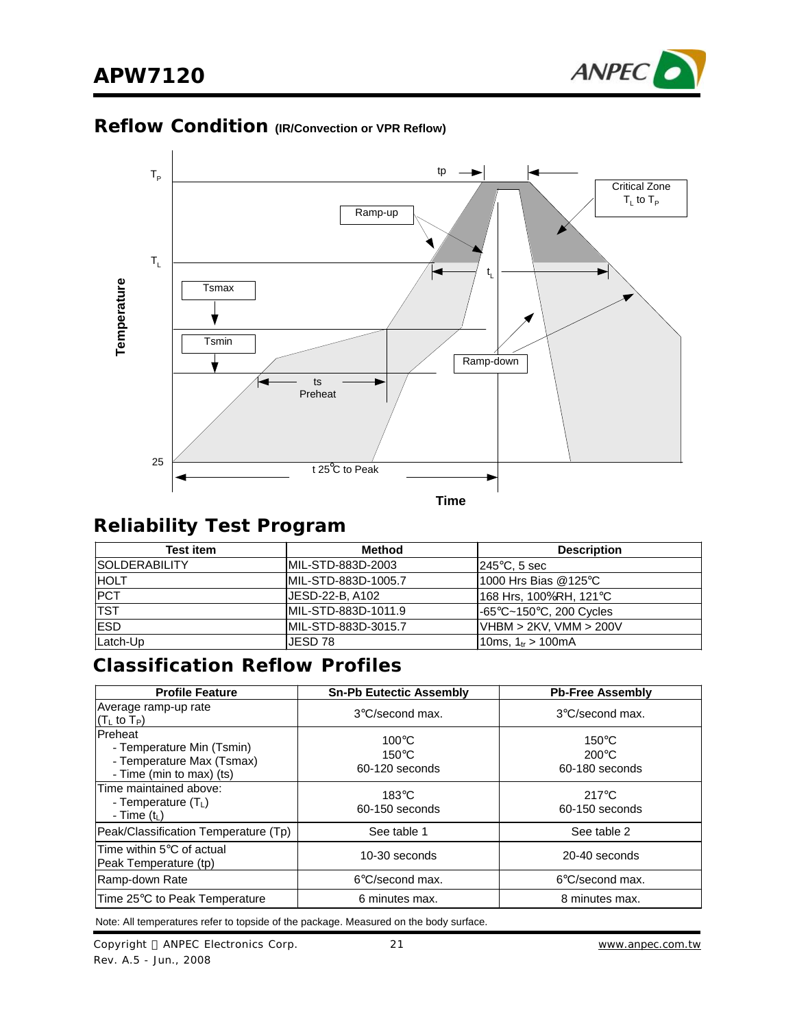## Reflow Condition (IR/Convection or VPR Reflow)

Temperature

$T_P$

$T_L$

Tsmax

Tsmin

25

tp

Ramp-up

Critical Zone $T_L$ to $T_P$

$t_L$

ts Preheat

Ramp-down

t 25°C to Peak

Time

## Reliability Test Program

| Test item | Method | Description |
|---|---|---|
| SOLDERABILITY | MIL-STD-883D-2003 | 245°C, 5 sec |
| HOLT | MIL-STD-883D-1005.7 | 1000 Hrs Bias @125°C |
| PCT | JESD-22-B, A102 | 168 Hrs, 100%RH, 121°C |
| TST | MIL-STD-883D-1011.9 | -65°C~150°C, 200 Cycles |
| ESD | MIL-STD-883D-3015.7 | VHBM > 2KV, VMM > 200V |
| Latch-Up | JESD 78 | 10ms, $1_{tr}$ > 100mA |

## Classification Reflow Profiles

| Profile Feature | Sn-Pb Eutectic Assembly | Pb-Free Assembly |
|---|---|---|
| Average ramp-up rate ($T_L$ to $T_P$) | 3°C/second max. | 3°C/second max. |
| Preheat<br>- Temperature Min (Tsmin)<br>- Temperature Max (Tsmax)<br>- Time (min to max) (ts) | 100°C<br>150°C<br>60-120 seconds | 150°C<br>200°C<br>60-180 seconds |
| Time maintained above:<br>- Temperature ($T_L$)<br>- Time ($t_L$) | 183°C<br>60-150 seconds | 217°C<br>60-150 seconds |
| Peak/Classification Temperature (Tp) | See table 1 | See table 2 |
| Time within 5°C of actual Peak Temperature (tp) | 10-30 seconds | 20-40 seconds |
| Ramp-down Rate | 6°C/second max. | 6°C/second max. |
| Time 25°C to Peak Temperature | 6 minutes max. | 8 minutes max. |

Note: All temperatures refer to topside of the package. Measured on the body surface.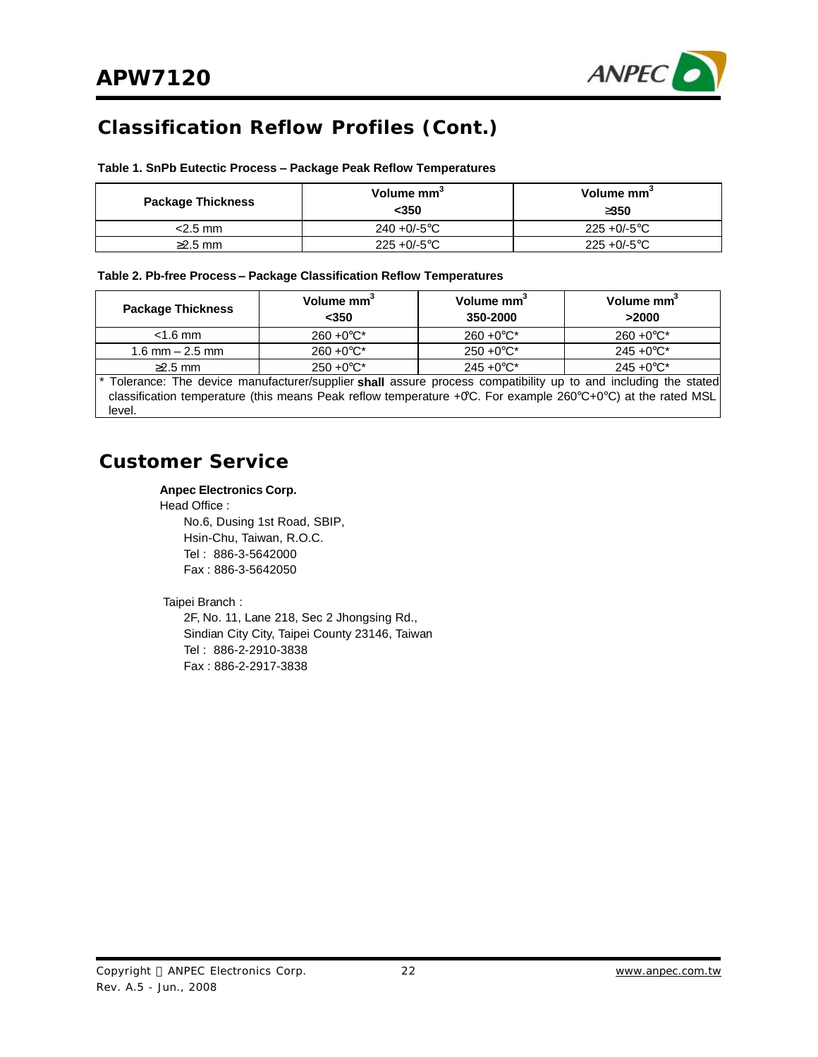## Classification Reflow Profiles (Cont.)

**Table 1. SnPb Eutectic Process – Package Peak Reflow Temperatures**

| Package Thickness | Volume mm$^3$ <350 | Volume mm$^3$ ≥350 |
|---|---|---|
| <2.5 mm | 240 +0/-5°C | 225 +0/-5°C |
| ≥2.5 mm | 225 +0/-5°C | 225 +0/-5°C |

**Table 2. Pb-free Process – Package Classification Reflow Temperatures**

| Package Thickness | Volume mm$^3$ <350 | Volume mm$^3$ 350-2000 | Volume mm$^3$ >2000 |
|---|---|---|---|
| <1.6 mm | 260 +0°C* | 260 +0°C* | 260 +0°C* |
| 1.6 mm – 2.5 mm | 260 +0°C* | 250 +0°C* | 245 +0°C* |
| ≥2.5 mm | 250 +0°C* | 245 +0°C* | 245 +0°C* |

* Tolerance: The device manufacturer/supplier **shall** assure process compatibility up to and including the stated classification temperature (this means Peak reflow temperature +0°C. For example 260°C+0°C) at the rated MSL level.

## Customer Service

**Anpec Electronics Corp.**

Head Office :

No.6, Dusing 1st Road, SBIP,
Hsin-Chu, Taiwan, R.O.C.
Tel : 886-3-5642000
Fax : 886-3-5642050

Taipei Branch :

2F, No. 11, Lane 218, Sec 2 Jhongsing Rd.,
Sindian City City, Taipei County 23146, Taiwan
Tel : 886-2-2910-3838
Fax : 886-2-2917-3838